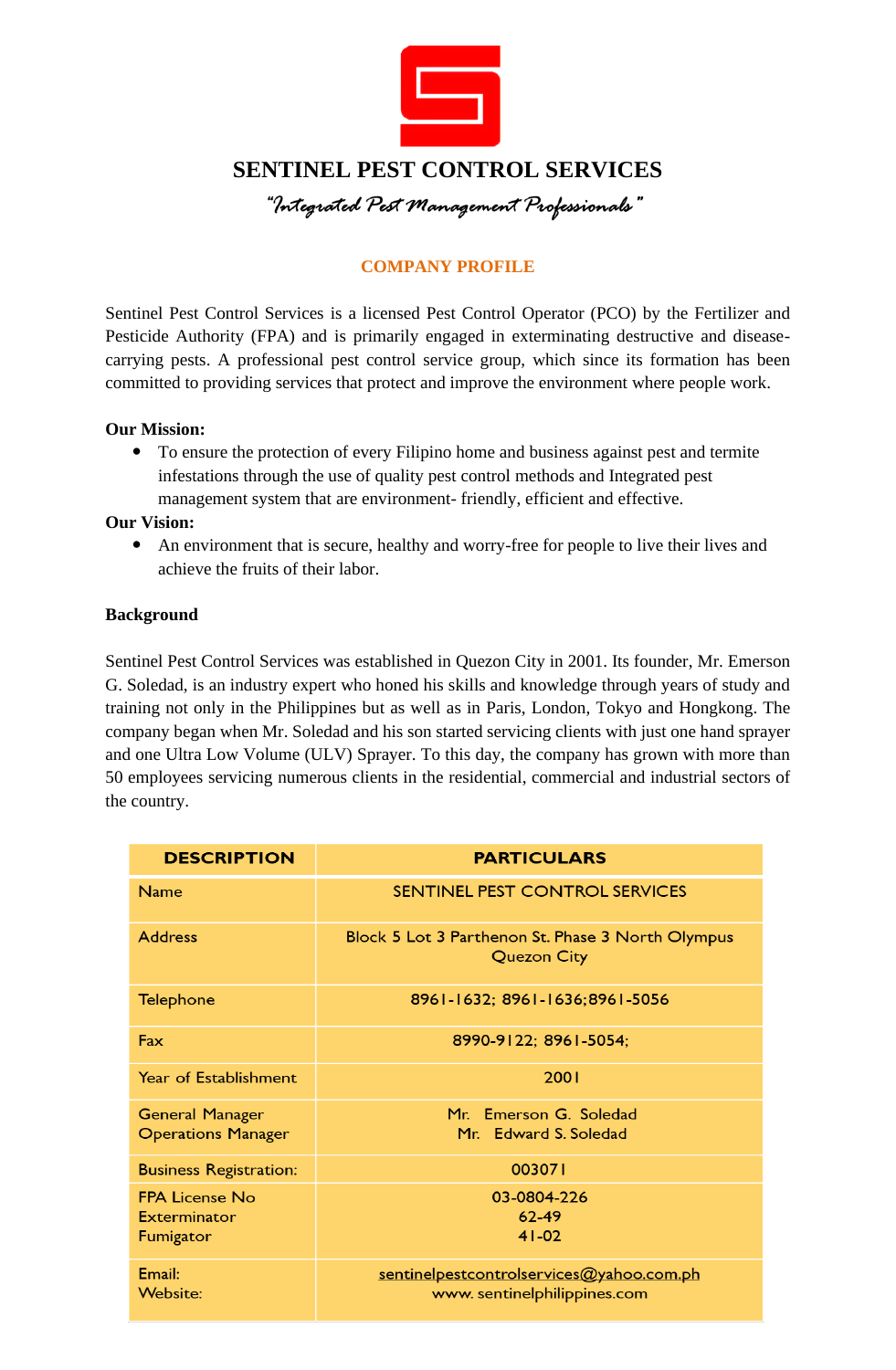# SENTINEL PEST CONTROL SERVICES

*"Integrated Pest Management Professionals"*

## COMPANY PROFILE

Sentinel Pest Control Services is a licensed Pest Control Operator (PCO) by the Fertilizer and Pesticide Authority (FPA) and is primarily engaged in exterminating destructive and disease-carrying pests. A professional pest control service group, which since its formation has been committed to providing services that protect and improve the environment where people work.

**Our Mission:**

- To ensure the protection of every Filipino home and business against pest and termite infestations through the use of quality pest control methods and Integrated pest management system that are environment- friendly, efficient and effective.

**Our Vision:**

- An environment that is secure, healthy and worry-free for people to live their lives and achieve the fruits of their labor.

**Background**

Sentinel Pest Control Services was established in Quezon City in 2001. Its founder, Mr. Emerson G. Soledad, is an industry expert who honed his skills and knowledge through years of study and training not only in the Philippines but as well as in Paris, London, Tokyo and Hongkong. The company began when Mr. Soledad and his son started servicing clients with just one hand sprayer and one Ultra Low Volume (ULV) Sprayer. To this day, the company has grown with more than 50 employees servicing numerous clients in the residential, commercial and industrial sectors of the country.

| DESCRIPTION | PARTICULARS |
|---|---|
| Name | SENTINEL PEST CONTROL SERVICES |
| Address | Block 5 Lot 3 Parthenon St. Phase 3 North Olympus Quezon City |
| Telephone | 8961-1632; 8961-1636;8961-5056 |
| Fax | 8990-9122; 8961-5054; |
| Year of Establishment | 2001 |
| General Manager<br>Operations Manager | Mr. Emerson G. Soledad<br>Mr. Edward S. Soledad |
| Business Registration: | 003071 |
| FPA License No<br>Exterminator<br>Fumigator | 03-0804-226<br>62-49<br>41-02 |
| Email:<br>Website: | sentinelpestcontrolservices@yahoo.com.ph<br>www. sentinelphilippines.com |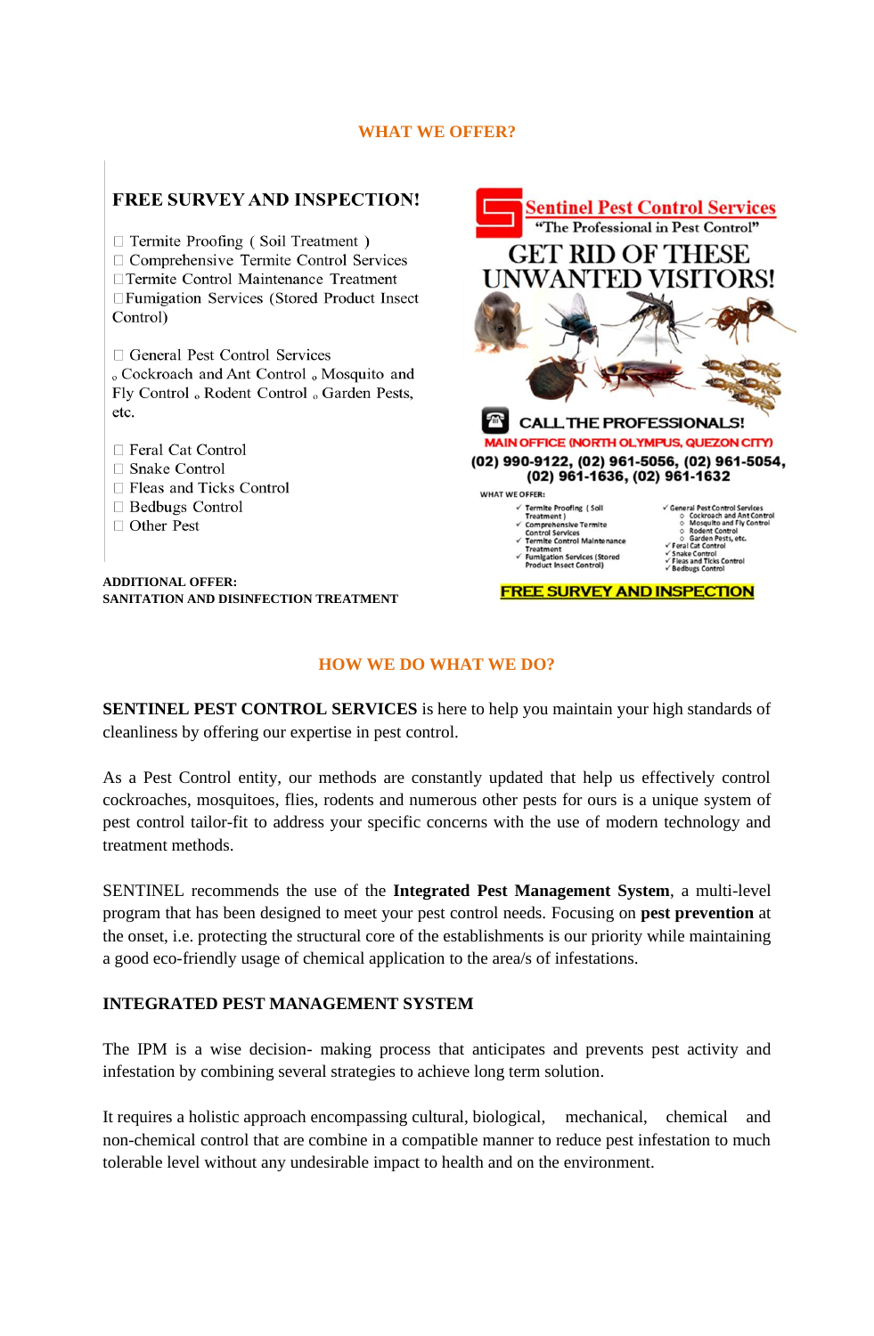## WHAT WE OFFER?

### FREE SURVEY AND INSPECTION!

- Termite Proofing ( Soil Treatment )
- Comprehensive Termite Control Services
- Termite Control Maintenance Treatment
- Fumigation Services (Stored Product Insect Control)

- General Pest Control Services
  - Cockroach and Ant Control
  - Mosquito and Fly Control
  - Rodent Control
  - Garden Pests, etc.

- Feral Cat Control
- Snake Control
- Fleas and Ticks Control
- Bedbugs Control
- Other Pest

**ADDITIONAL OFFER:**
**SANITATION AND DISINFECTION TREATMENT**

Sentinel Pest Control Services
"The Professional in Pest Control"

GET RID OF THESE UNWANTED VISITORS!

CALL THE PROFESSIONALS!

MAIN OFFICE (NORTH OLYMPUS, QUEZON CITY)

(02) 990-9122, (02) 961-5056, (02) 961-5054, (02) 961-1636, (02) 961-1632

WHAT WE OFFER:

- ✓ Termite Proofing ( Soil Treatment )
- ✓ Comprehensive Termite Control Services
- ✓ Termite Control Maintenance Treatment
- ✓ Fumigation Services (Stored Product Insect Control)
- ✓ General Pest Control Services
  - Cockroach and Ant Control
  - Mosquito and Fly Control
  - Rodent Control
  - Garden Pests, etc.
- ✓ Feral Cat Control
- ✓ Snake Control
- ✓ Fleas and Ticks Control
- ✓ Bedbugs Control

FREE SURVEY AND INSPECTION

## HOW WE DO WHAT WE DO?

**SENTINEL PEST CONTROL SERVICES** is here to help you maintain your high standards of cleanliness by offering our expertise in pest control.

As a Pest Control entity, our methods are constantly updated that help us effectively control cockroaches, mosquitoes, flies, rodents and numerous other pests for ours is a unique system of pest control tailor-fit to address your specific concerns with the use of modern technology and treatment methods.

SENTINEL recommends the use of the **Integrated Pest Management System**, a multi-level program that has been designed to meet your pest control needs. Focusing on **pest prevention** at the onset, i.e. protecting the structural core of the establishments is our priority while maintaining a good eco-friendly usage of chemical application to the area/s of infestations.

### INTEGRATED PEST MANAGEMENT SYSTEM

The IPM is a wise decision- making process that anticipates and prevents pest activity and infestation by combining several strategies to achieve long term solution.

It requires a holistic approach encompassing cultural, biological, mechanical, chemical and non-chemical control that are combine in a compatible manner to reduce pest infestation to much tolerable level without any undesirable impact to health and on the environment.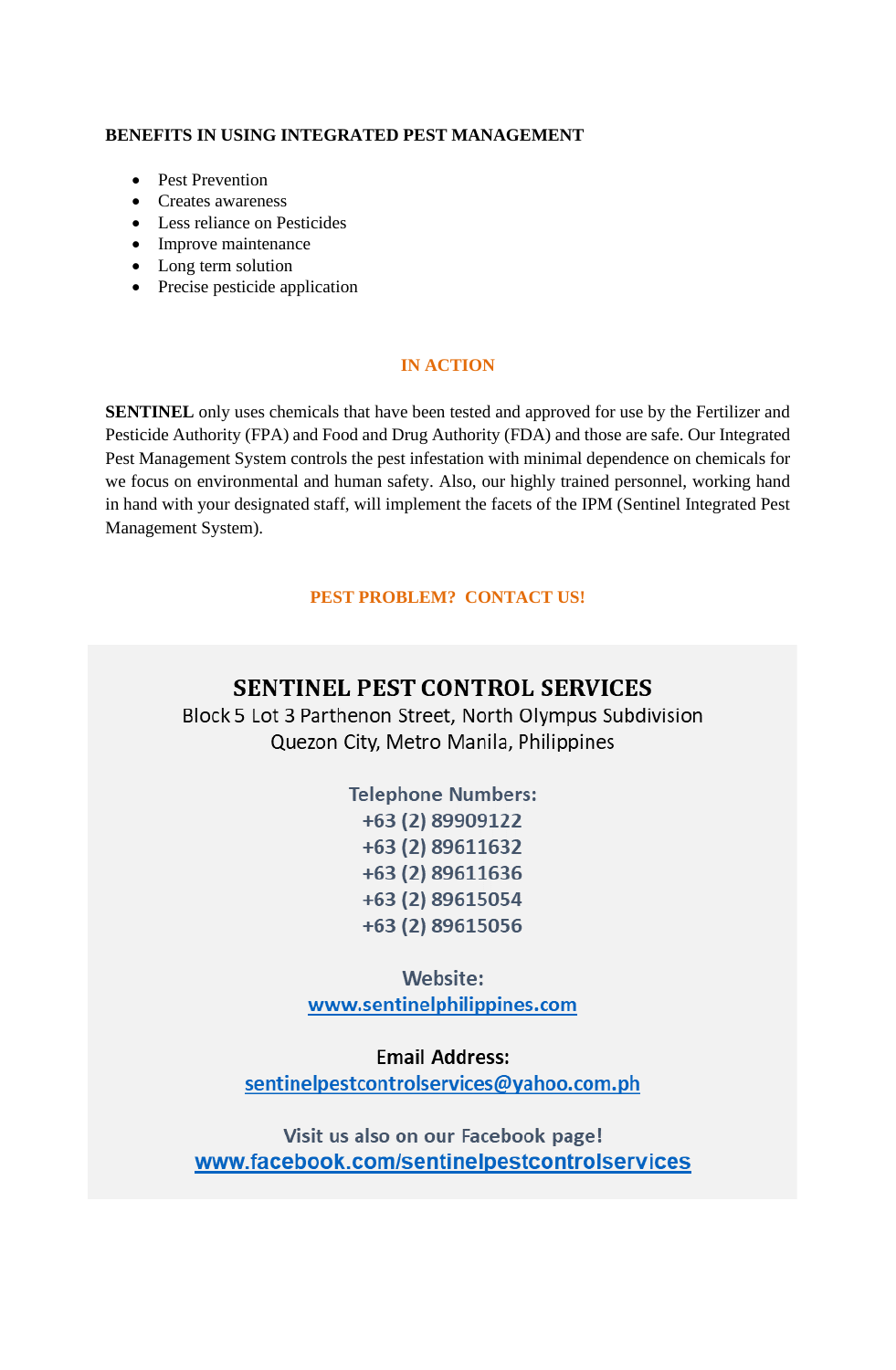**BENEFITS IN USING INTEGRATED PEST MANAGEMENT**

- Pest Prevention
- Creates awareness
- Less reliance on Pesticides
- Improve maintenance
- Long term solution
- Precise pesticide application

## IN ACTION

**SENTINEL** only uses chemicals that have been tested and approved for use by the Fertilizer and Pesticide Authority (FPA) and Food and Drug Authority (FDA) and those are safe. Our Integrated Pest Management System controls the pest infestation with minimal dependence on chemicals for we focus on environmental and human safety. Also, our highly trained personnel, working hand in hand with your designated staff, will implement the facets of the IPM (Sentinel Integrated Pest Management System).

## PEST PROBLEM? CONTACT US!

**SENTINEL PEST CONTROL SERVICES**

Block 5 Lot 3 Parthenon Street, North Olympus Subdivision
Quezon City, Metro Manila, Philippines

**Telephone Numbers:**
+63 (2) 89909122
+63 (2) 89611632
+63 (2) 89611636
+63 (2) 89615054
+63 (2) 89615056

**Website:**
www.sentinelphilippines.com

**Email Address:**
sentinelpestcontrolservices@yahoo.com.ph

Visit us also on our Facebook page!
www.facebook.com/sentinelpestcontrolservices